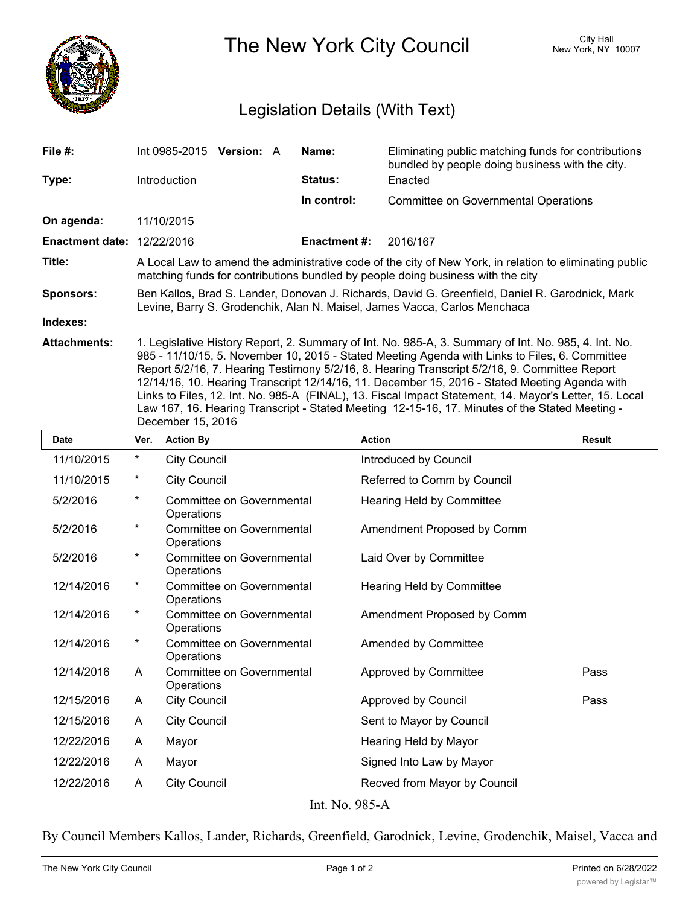# The New York City Council

City Hall
New York, NY 10007

## Legislation Details (With Text)

| | | | |
|---|---|---|---|
| **File #:** | Int 0985-2015 **Version:** A | **Name:** | Eliminating public matching funds for contributions bundled by people doing business with the city. |
| **Type:** | Introduction | **Status:** | Enacted |
| | | **In control:** | Committee on Governmental Operations |
| **On agenda:** | 11/10/2015 | | |
| **Enactment date:** | 12/22/2016 | **Enactment #:** | 2016/167 |

**Title:** A Local Law to amend the administrative code of the city of New York, in relation to eliminating public matching funds for contributions bundled by people doing business with the city

**Sponsors:** Ben Kallos, Brad S. Lander, Donovan J. Richards, David G. Greenfield, Daniel R. Garodnick, Mark Levine, Barry S. Grodenchik, Alan N. Maisel, James Vacca, Carlos Menchaca

**Indexes:**

**Attachments:** 1. Legislative History Report, 2. Summary of Int. No. 985-A, 3. Summary of Int. No. 985, 4. Int. No. 985 - 11/10/15, 5. November 10, 2015 - Stated Meeting Agenda with Links to Files, 6. Committee Report 5/2/16, 7. Hearing Testimony 5/2/16, 8. Hearing Transcript 5/2/16, 9. Committee Report 12/14/16, 10. Hearing Transcript 12/14/16, 11. December 15, 2016 - Stated Meeting Agenda with Links to Files, 12. Int. No. 985-A (FINAL), 13. Fiscal Impact Statement, 14. Mayor's Letter, 15. Local Law 167, 16. Hearing Transcript - Stated Meeting 12-15-16, 17. Minutes of the Stated Meeting - December 15, 2016

| Date | Ver. | Action By | Action | Result |
|---|---|---|---|---|
| 11/10/2015 | * | City Council | Introduced by Council | |
| 11/10/2015 | * | City Council | Referred to Comm by Council | |
| 5/2/2016 | * | Committee on Governmental Operations | Hearing Held by Committee | |
| 5/2/2016 | * | Committee on Governmental Operations | Amendment Proposed by Comm | |
| 5/2/2016 | * | Committee on Governmental Operations | Laid Over by Committee | |
| 12/14/2016 | * | Committee on Governmental Operations | Hearing Held by Committee | |
| 12/14/2016 | * | Committee on Governmental Operations | Amendment Proposed by Comm | |
| 12/14/2016 | * | Committee on Governmental Operations | Amended by Committee | |
| 12/14/2016 | A | Committee on Governmental Operations | Approved by Committee | Pass |
| 12/15/2016 | A | City Council | Approved by Council | Pass |
| 12/15/2016 | A | City Council | Sent to Mayor by Council | |
| 12/22/2016 | A | Mayor | Hearing Held by Mayor | |
| 12/22/2016 | A | Mayor | Signed Into Law by Mayor | |
| 12/22/2016 | A | City Council | Recved from Mayor by Council | |

Int. No. 985-A

By Council Members Kallos, Lander, Richards, Greenfield, Garodnick, Levine, Grodenchik, Maisel, Vacca and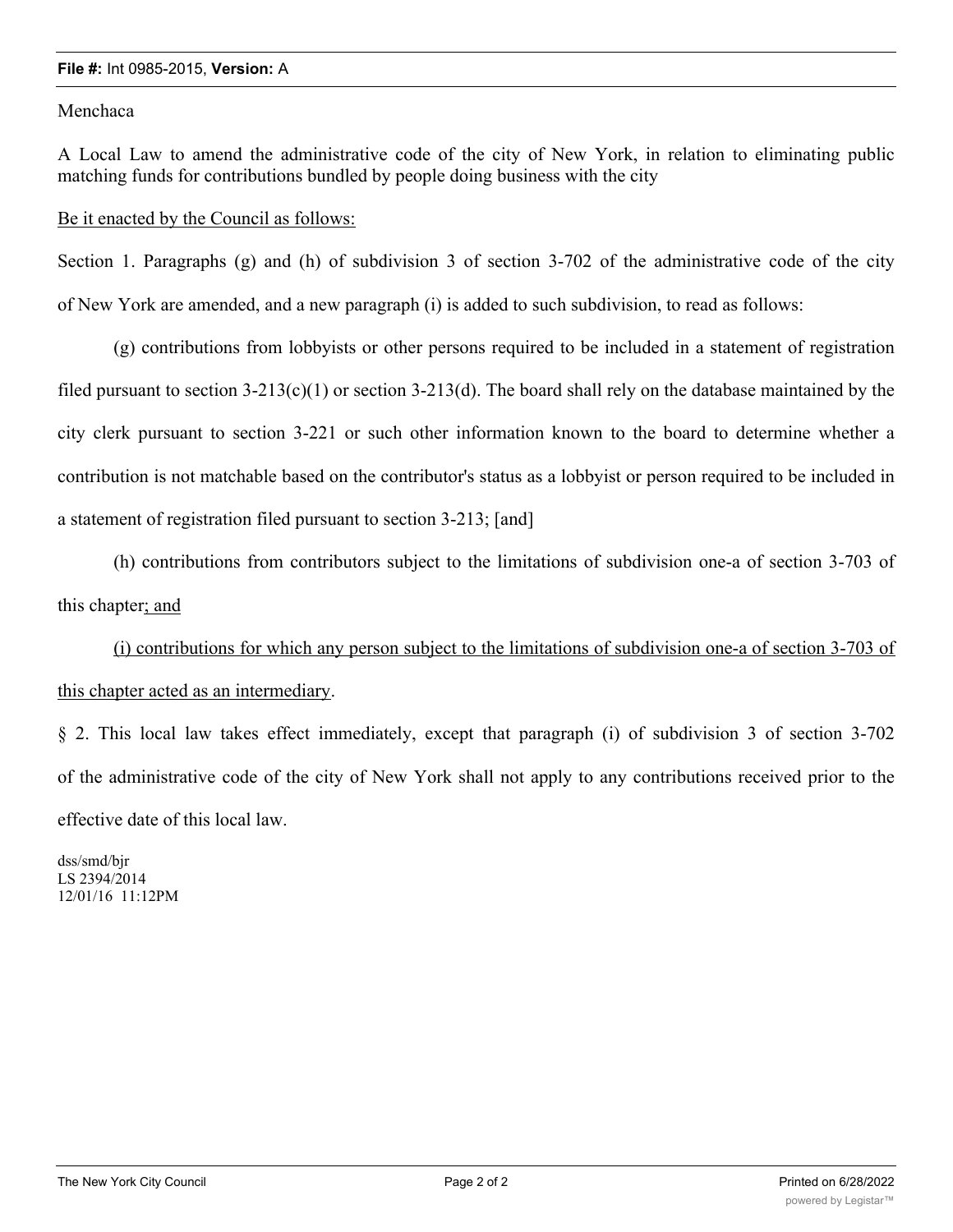Menchaca

A Local Law to amend the administrative code of the city of New York, in relation to eliminating public matching funds for contributions bundled by people doing business with the city

<u>Be it enacted by the Council as follows:</u>

Section 1. Paragraphs (g) and (h) of subdivision 3 of section 3-702 of the administrative code of the city of New York are amended, and a new paragraph (i) is added to such subdivision, to read as follows:

(g) contributions from lobbyists or other persons required to be included in a statement of registration filed pursuant to section 3-213(c)(1) or section 3-213(d). The board shall rely on the database maintained by the city clerk pursuant to section 3-221 or such other information known to the board to determine whether a contribution is not matchable based on the contributor's status as a lobbyist or person required to be included in a statement of registration filed pursuant to section 3-213; [and]

(h) contributions from contributors subject to the limitations of subdivision one-a of section 3-703 of this chapter<u>; and</u>

<u>(i) contributions for which any person subject to the limitations of subdivision one-a of section 3-703 of this chapter acted as an intermediary</u>.

§ 2. This local law takes effect immediately, except that paragraph (i) of subdivision 3 of section 3-702 of the administrative code of the city of New York shall not apply to any contributions received prior to the effective date of this local law.

dss/smd/bjr
LS 2394/2014
12/01/16 11:12PM